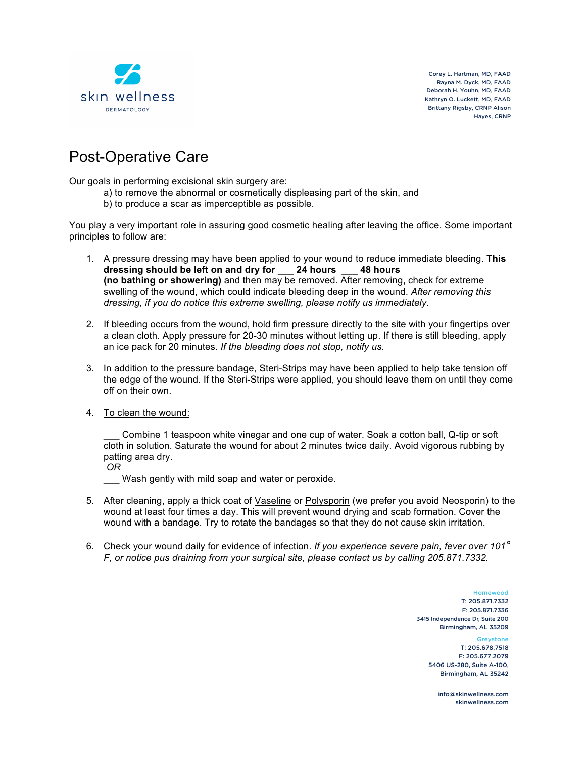skin wellness
DERMATOLOGY

Corey L. Hartman, MD, FAAD
Rayna M. Dyck, MD, FAAD
Deborah H. Youhn, MD, FAAD
Kathryn O. Luckett, MD, FAAD
Brittany Rigsby, CRNP Alison
Hayes, CRNP

# Post-Operative Care

Our goals in performing excisional skin surgery are:

a) to remove the abnormal or cosmetically displeasing part of the skin, and
b) to produce a scar as imperceptible as possible.

You play a very important role in assuring good cosmetic healing after leaving the office. Some important principles to follow are:

1. A pressure dressing may have been applied to your wound to reduce immediate bleeding. **This dressing should be left on and dry for ___ 24 hours ___ 48 hours (no bathing or showering)** and then may be removed. After removing, check for extreme swelling of the wound, which could indicate bleeding deep in the wound. *After removing this dressing, if you do notice this extreme swelling, please notify us immediately.*

2. If bleeding occurs from the wound, hold firm pressure directly to the site with your fingertips over a clean cloth. Apply pressure for 20-30 minutes without letting up. If there is still bleeding, apply an ice pack for 20 minutes. *If the bleeding does not stop, notify us.*

3. In addition to the pressure bandage, Steri-Strips may have been applied to help take tension off the edge of the wound. If the Steri-Strips were applied, you should leave them on until they come off on their own.

4. <u>To clean the wound:</u>

   ___ Combine 1 teaspoon white vinegar and one cup of water. Soak a cotton ball, Q-tip or soft cloth in solution. Saturate the wound for about 2 minutes twice daily. Avoid vigorous rubbing by patting area dry.
   *OR*
   ___ Wash gently with mild soap and water or peroxide.

5. After cleaning, apply a thick coat of <u>Vaseline</u> or <u>Polysporin</u> (we prefer you avoid Neosporin) to the wound at least four times a day. This will prevent wound drying and scab formation. Cover the wound with a bandage. Try to rotate the bandages so that they do not cause skin irritation.

6. Check your wound daily for evidence of infection. *If you experience severe pain, fever over 101° F, or notice pus draining from your surgical site, please contact us by calling 205.871.7332.*

Homewood
T: 205.871.7332
F: 205.871.7336
3415 Independence Dr, Suite 200
Birmingham, AL 35209

Greystone
T: 205.678.7518
F: 205.677.2079
5406 US-280, Suite A-100,
Birmingham, AL 35242

info@skinwellness.com
skinwellness.com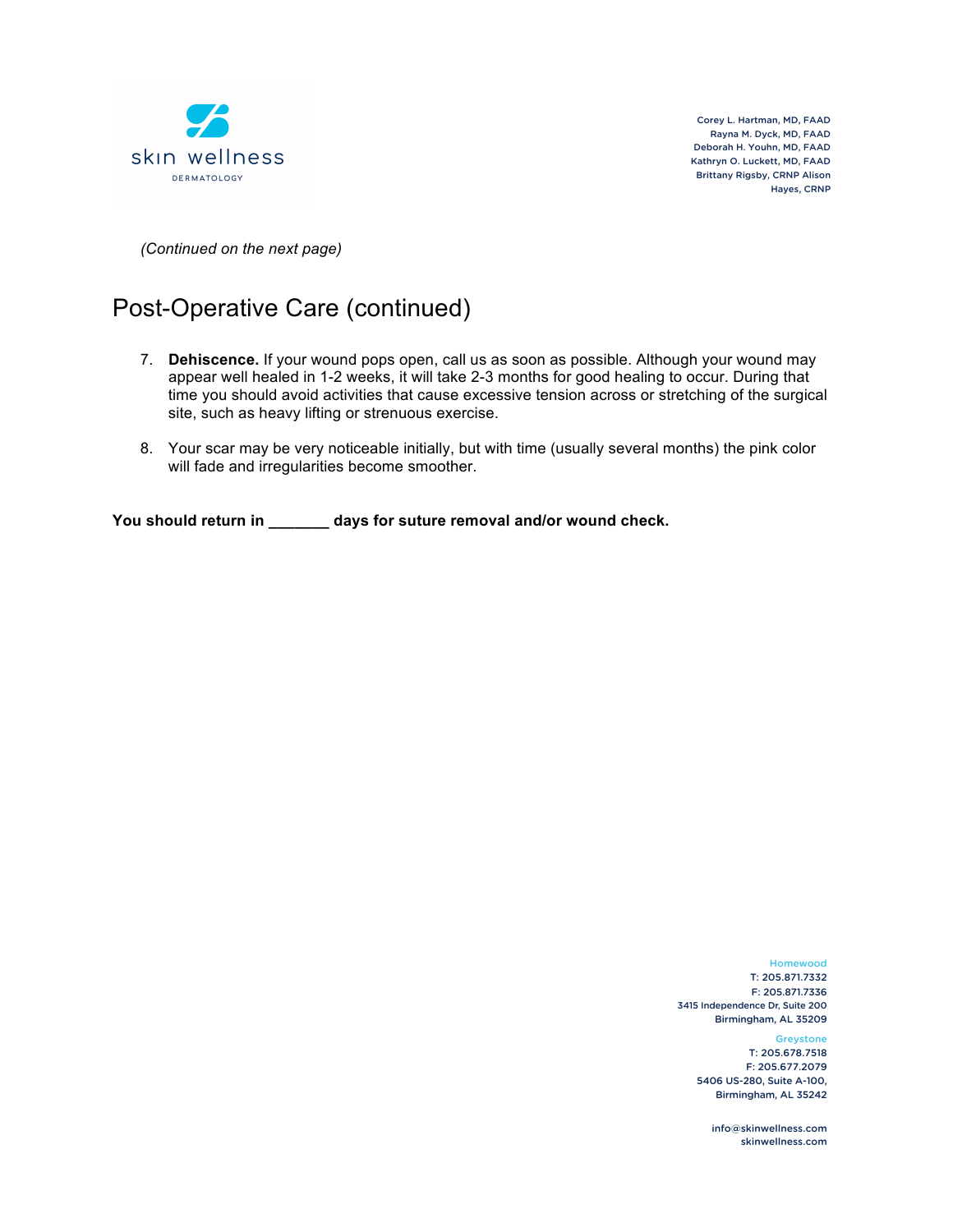*(Continued on the next page)*

# Post-Operative Care (continued)

7. **Dehiscence.** If your wound pops open, call us as soon as possible. Although your wound may appear well healed in 1-2 weeks, it will take 2-3 months for good healing to occur. During that time you should avoid activities that cause excessive tension across or stretching of the surgical site, such as heavy lifting or strenuous exercise.

8. Your scar may be very noticeable initially, but with time (usually several months) the pink color will fade and irregularities become smoother.

**You should return in _______ days for suture removal and/or wound check.**